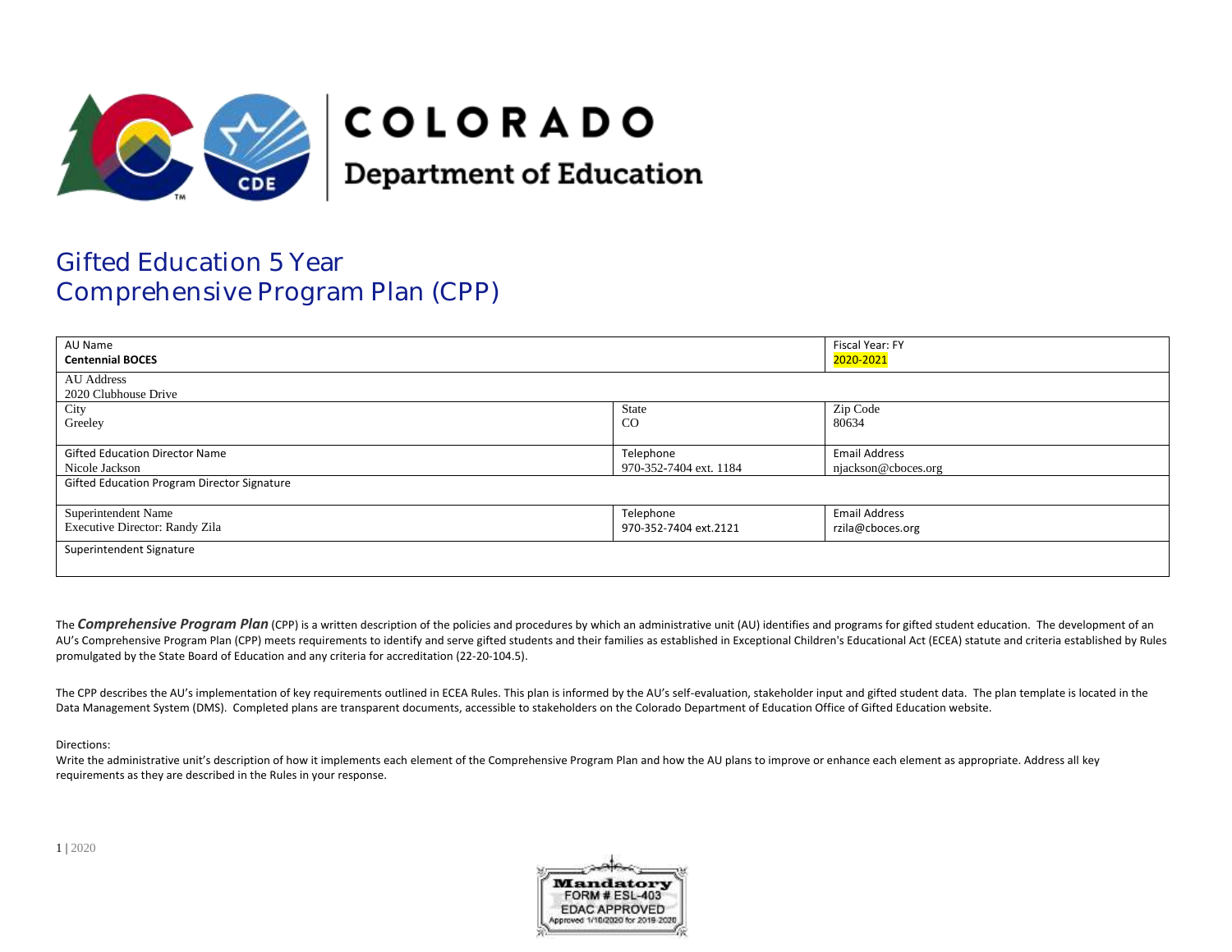# COLORADO
## Department of Education

# Gifted Education 5 Year Comprehensive Program Plan (CPP)

| AU Name<br>**Centennial BOCES** | | Fiscal Year: FY<br>2020-2021 |
|---|---|---|
| AU Address<br>2020 Clubhouse Drive | | |
| City<br>Greeley | State<br>CO | Zip Code<br>80634 |
| Gifted Education Director Name<br>Nicole Jackson | Telephone<br>970-352-7404 ext. 1184 | Email Address<br>njackson@cboces.org |
| Gifted Education Program Director Signature | | |
| Superintendent Name<br>Executive Director: Randy Zila | Telephone<br>970-352-7404 ext.2121 | Email Address<br>rzila@cboces.org |
| Superintendent Signature | | |

The ***Comprehensive Program Plan*** (CPP) is a written description of the policies and procedures by which an administrative unit (AU) identifies and programs for gifted student education. The development of an AU's Comprehensive Program Plan (CPP) meets requirements to identify and serve gifted students and their families as established in Exceptional Children's Educational Act (ECEA) statute and criteria established by Rules promulgated by the State Board of Education and any criteria for accreditation (22-20-104.5).

The CPP describes the AU's implementation of key requirements outlined in ECEA Rules. This plan is informed by the AU's self-evaluation, stakeholder input and gifted student data. The plan template is located in the Data Management System (DMS). Completed plans are transparent documents, accessible to stakeholders on the Colorado Department of Education Office of Gifted Education website.

Directions:
Write the administrative unit's description of how it implements each element of the Comprehensive Program Plan and how the AU plans to improve or enhance each element as appropriate. Address all key requirements as they are described in the Rules in your response.

Mandatory
FORM # ESL-403
EDAC APPROVED
Approved 1/10/2020 for 2019-2020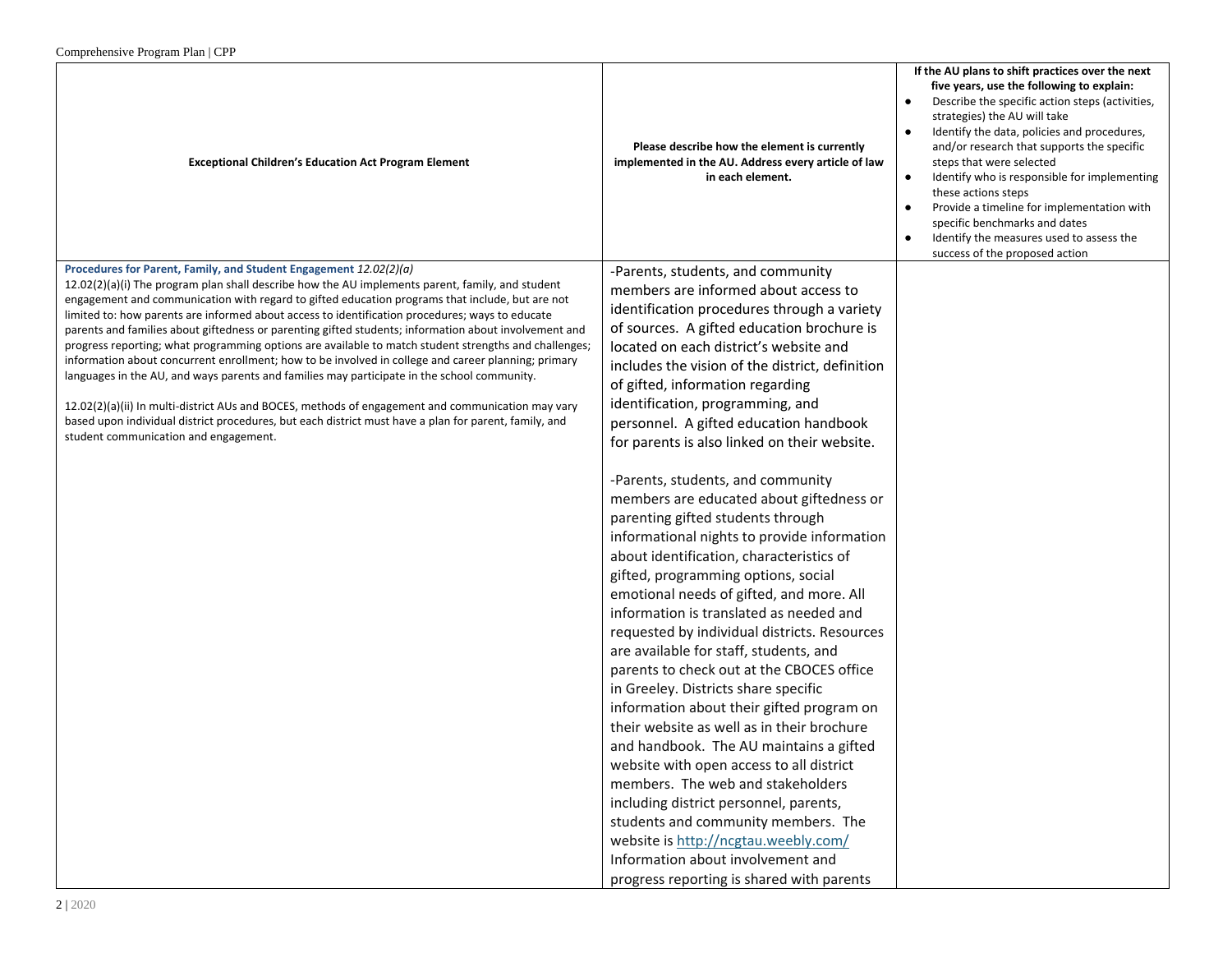| Exceptional Children's Education Act Program Element | Please describe how the element is currently implemented in the AU. Address every article of law in each element. | If the AU plans to shift practices over the next five years, use the following to explain:<br>• Describe the specific action steps (activities, strategies) the AU will take<br>• Identify the data, policies and procedures, and/or research that supports the specific steps that were selected<br>• Identify who is responsible for implementing these actions steps<br>• Provide a timeline for implementation with specific benchmarks and dates<br>• Identify the measures used to assess the success of the proposed action |
| --- | --- | --- |
| **Procedures for Parent, Family, and Student Engagement** *12.02(2)(a)*<br>12.02(2)(a)(i) The program plan shall describe how the AU implements parent, family, and student engagement and communication with regard to gifted education programs that include, but are not limited to: how parents are informed about access to identification procedures; ways to educate parents and families about giftedness or parenting gifted students; information about involvement and progress reporting; what programming options are available to match student strengths and challenges; information about concurrent enrollment; how to be involved in college and career planning; primary languages in the AU, and ways parents and families may participate in the school community.<br><br>12.02(2)(a)(ii) In multi-district AUs and BOCES, methods of engagement and communication may vary based upon individual district procedures, but each district must have a plan for parent, family, and student communication and engagement. | -Parents, students, and community members are informed about access to identification procedures through a variety of sources. A gifted education brochure is located on each district's website and includes the vision of the district, definition of gifted, information regarding identification, programming, and personnel. A gifted education handbook for parents is also linked on their website.<br><br>-Parents, students, and community members are educated about giftedness or parenting gifted students through informational nights to provide information about identification, characteristics of gifted, programming options, social emotional needs of gifted, and more. All information is translated as needed and requested by individual districts. Resources are available for staff, students, and parents to check out at the CBOCES office in Greeley. Districts share specific information about their gifted program on their website as well as in their brochure and handbook. The AU maintains a gifted website with open access to all district members. The web and stakeholders including district personnel, parents, students and community members. The website is [http://ncgtau.weebly.com/](http://ncgtau.weebly.com/) Information about involvement and progress reporting is shared with parents | |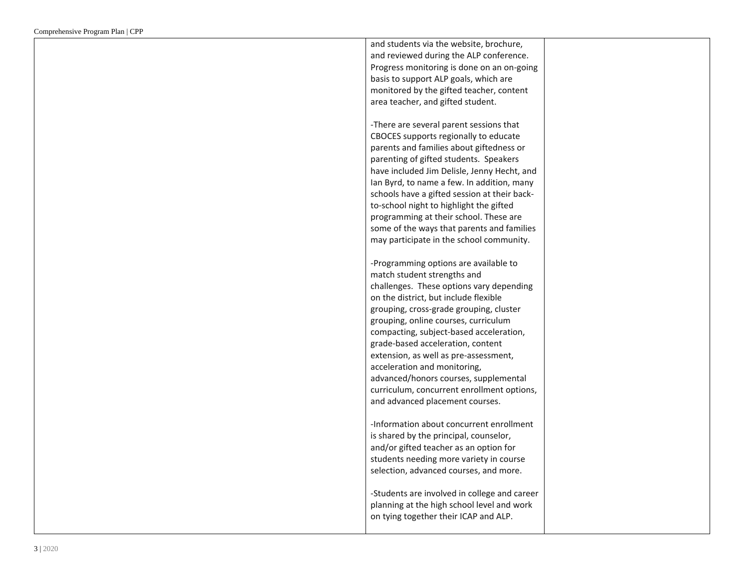| | | |
|---|---|---|
| | and students via the website, brochure, and reviewed during the ALP conference. Progress monitoring is done on an on-going basis to support ALP goals, which are monitored by the gifted teacher, content area teacher, and gifted student.<br><br>-There are several parent sessions that CBOCES supports regionally to educate parents and families about giftedness or parenting of gifted students. Speakers have included Jim Delisle, Jenny Hecht, and Ian Byrd, to name a few. In addition, many schools have a gifted session at their back-to-school night to highlight the gifted programming at their school. These are some of the ways that parents and families may participate in the school community.<br><br>-Programming options are available to match student strengths and challenges. These options vary depending on the district, but include flexible grouping, cross-grade grouping, cluster grouping, online courses, curriculum compacting, subject-based acceleration, grade-based acceleration, content extension, as well as pre-assessment, acceleration and monitoring, advanced/honors courses, supplemental curriculum, concurrent enrollment options, and advanced placement courses.<br><br>-Information about concurrent enrollment is shared by the principal, counselor, and/or gifted teacher as an option for students needing more variety in course selection, advanced courses, and more.<br><br>-Students are involved in college and career planning at the high school level and work on tying together their ICAP and ALP. | |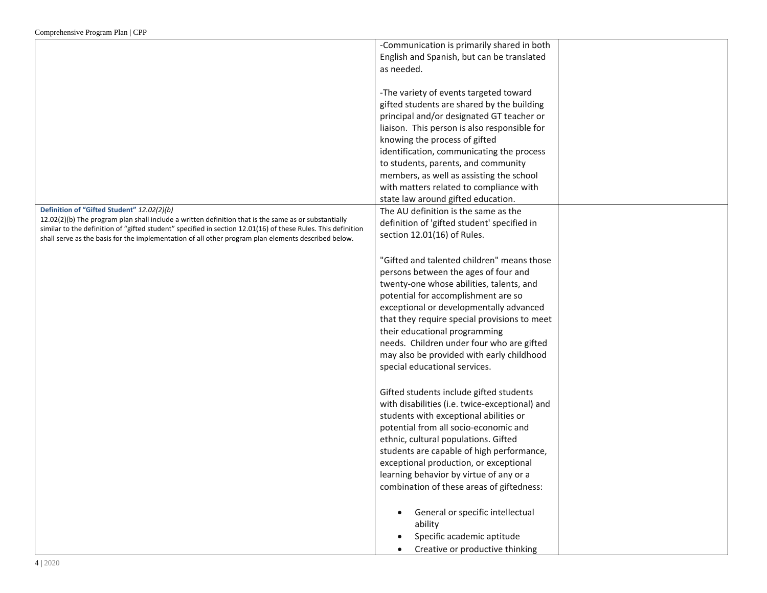| | | |
|---|---|---|
| | -Communication is primarily shared in both English and Spanish, but can be translated as needed.<br><br>-The variety of events targeted toward gifted students are shared by the building principal and/or designated GT teacher or liaison. This person is also responsible for knowing the process of gifted identification, communicating the process to students, parents, and community members, as well as assisting the school with matters related to compliance with state law around gifted education. | |
| **Definition of "Gifted Student"** *12.02(2)(b)*<br>12.02(2)(b) The program plan shall include a written definition that is the same as or substantially similar to the definition of "gifted student" specified in section 12.01(16) of these Rules. This definition shall serve as the basis for the implementation of all other program plan elements described below. | The AU definition is the same as the definition of 'gifted student' specified in section 12.01(16) of Rules.<br><br>"Gifted and talented children" means those persons between the ages of four and twenty-one whose abilities, talents, and potential for accomplishment are so exceptional or developmentally advanced that they require special provisions to meet their educational programming needs. Children under four who are gifted may also be provided with early childhood special educational services.<br><br>Gifted students include gifted students with disabilities (i.e. twice-exceptional) and students with exceptional abilities or potential from all socio-economic and ethnic, cultural populations. Gifted students are capable of high performance, exceptional production, or exceptional learning behavior by virtue of any or a combination of these areas of giftedness:<br><br>• General or specific intellectual ability<br>• Specific academic aptitude<br>• Creative or productive thinking | |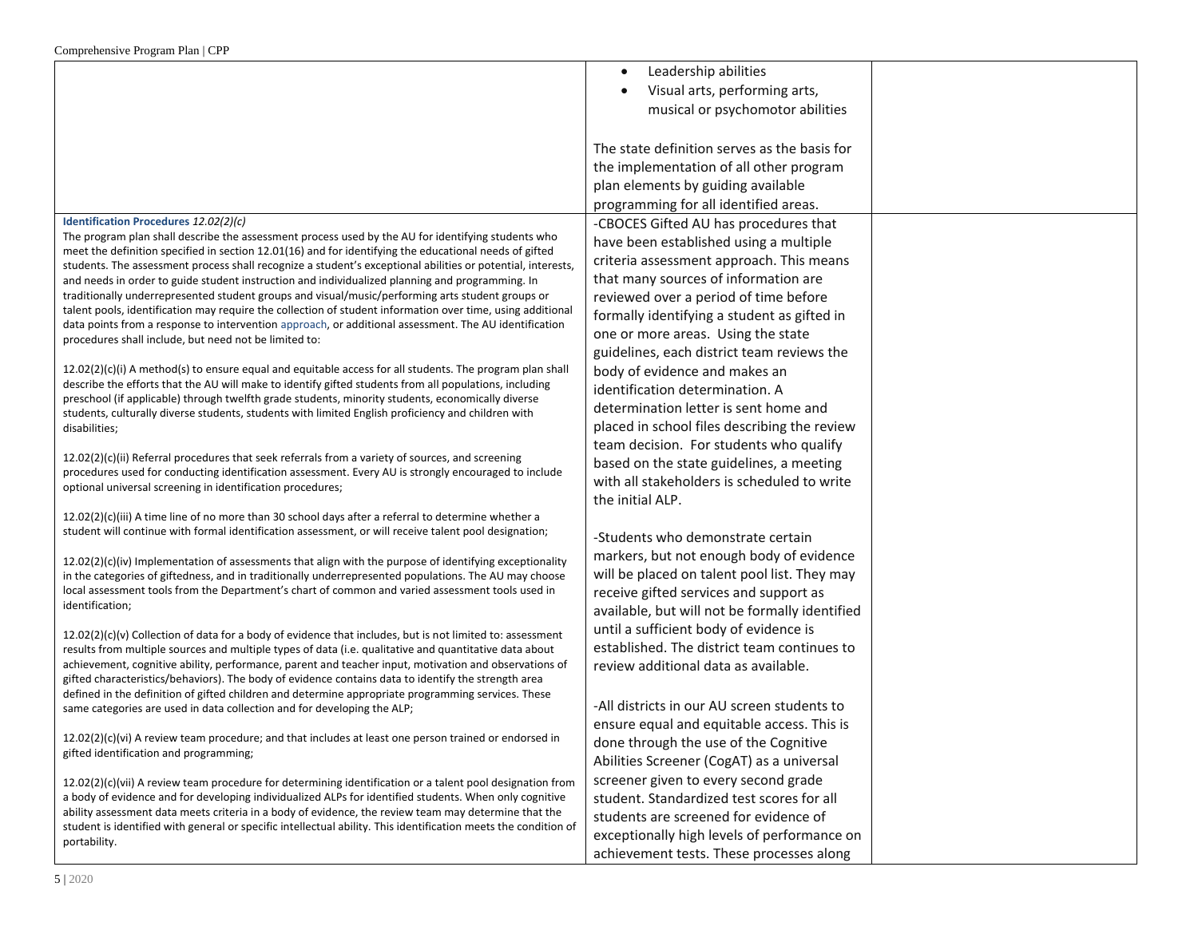| | | |
|---|---|---|
| | • Leadership abilities<br>• Visual arts, performing arts, musical or psychomotor abilities<br><br>The state definition serves as the basis for the implementation of all other program plan elements by guiding available programming for all identified areas. | |
| **Identification Procedures** *12.02(2)(c)*<br>The program plan shall describe the assessment process used by the AU for identifying students who meet the definition specified in section 12.01(16) and for identifying the educational needs of gifted students. The assessment process shall recognize a student's exceptional abilities or potential, interests, and needs in order to guide student instruction and individualized planning and programming. In traditionally underrepresented student groups and visual/music/performing arts student groups or talent pools, identification may require the collection of student information over time, using additional data points from a response to intervention approach, or additional assessment. The AU identification procedures shall include, but need not be limited to:<br><br>12.02(2)(c)(i) A method(s) to ensure equal and equitable access for all students. The program plan shall describe the efforts that the AU will make to identify gifted students from all populations, including preschool (if applicable) through twelfth grade students, minority students, economically diverse students, culturally diverse students, students with limited English proficiency and children with disabilities;<br><br>12.02(2)(c)(ii) Referral procedures that seek referrals from a variety of sources, and screening procedures used for conducting identification assessment. Every AU is strongly encouraged to include optional universal screening in identification procedures;<br><br>12.02(2)(c)(iii) A time line of no more than 30 school days after a referral to determine whether a student will continue with formal identification assessment, or will receive talent pool designation;<br><br>12.02(2)(c)(iv) Implementation of assessments that align with the purpose of identifying exceptionality in the categories of giftedness, and in traditionally underrepresented populations. The AU may choose local assessment tools from the Department's chart of common and varied assessment tools used in identification;<br><br>12.02(2)(c)(v) Collection of data for a body of evidence that includes, but is not limited to: assessment results from multiple sources and multiple types of data (i.e. qualitative and quantitative data about achievement, cognitive ability, performance, parent and teacher input, motivation and observations of gifted characteristics/behaviors). The body of evidence contains data to identify the strength area defined in the definition of gifted children and determine appropriate programming services. These same categories are used in data collection and for developing the ALP;<br><br>12.02(2)(c)(vi) A review team procedure; and that includes at least one person trained or endorsed in gifted identification and programming;<br><br>12.02(2)(c)(vii) A review team procedure for determining identification or a talent pool designation from a body of evidence and for developing individualized ALPs for identified students. When only cognitive ability assessment data meets criteria in a body of evidence, the review team may determine that the student is identified with general or specific intellectual ability. This identification meets the condition of portability. | -CBOCES Gifted AU has procedures that have been established using a multiple criteria assessment approach. This means that many sources of information are reviewed over a period of time before formally identifying a student as gifted in one or more areas. Using the state guidelines, each district team reviews the body of evidence and makes an identification determination. A determination letter is sent home and placed in school files describing the review team decision. For students who qualify based on the state guidelines, a meeting with all stakeholders is scheduled to write the initial ALP.<br><br>-Students who demonstrate certain markers, but not enough body of evidence will be placed on talent pool list. They may receive gifted services and support as available, but will not be formally identified until a sufficient body of evidence is established. The district team continues to review additional data as available.<br><br>-All districts in our AU screen students to ensure equal and equitable access. This is done through the use of the Cognitive Abilities Screener (CogAT) as a universal screener given to every second grade student. Standardized test scores for all students are screened for evidence of exceptionally high levels of performance on achievement tests. These processes along | |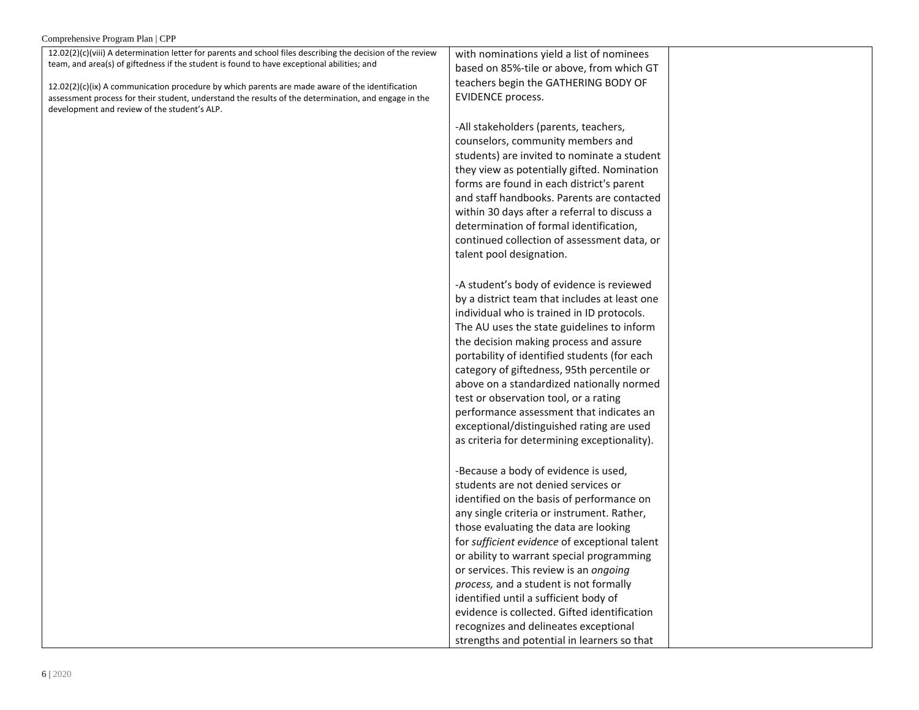| | | |
|---|---|---|
| 12.02(2)(c)(viii) A determination letter for parents and school files describing the decision of the review team, and area(s) of giftedness if the student is found to have exceptional abilities; and<br><br>12.02(2)(c)(ix) A communication procedure by which parents are made aware of the identification assessment process for their student, understand the results of the determination, and engage in the development and review of the student's ALP. | with nominations yield a list of nominees based on 85%-tile or above, from which GT teachers begin the GATHERING BODY OF EVIDENCE process.<br><br>-All stakeholders (parents, teachers, counselors, community members and students) are invited to nominate a student they view as potentially gifted. Nomination forms are found in each district's parent and staff handbooks. Parents are contacted within 30 days after a referral to discuss a determination of formal identification, continued collection of assessment data, or talent pool designation.<br><br>-A student's body of evidence is reviewed by a district team that includes at least one individual who is trained in ID protocols. The AU uses the state guidelines to inform the decision making process and assure portability of identified students (for each category of giftedness, 95th percentile or above on a standardized nationally normed test or observation tool, or a rating performance assessment that indicates an exceptional/distinguished rating are used as criteria for determining exceptionality).<br><br>-Because a body of evidence is used, students are not denied services or identified on the basis of performance on any single criteria or instrument. Rather, those evaluating the data are looking for *sufficient evidence* of exceptional talent or ability to warrant special programming or services. This review is an *ongoing process,* and a student is not formally identified until a sufficient body of evidence is collected. Gifted identification recognizes and delineates exceptional strengths and potential in learners so that | |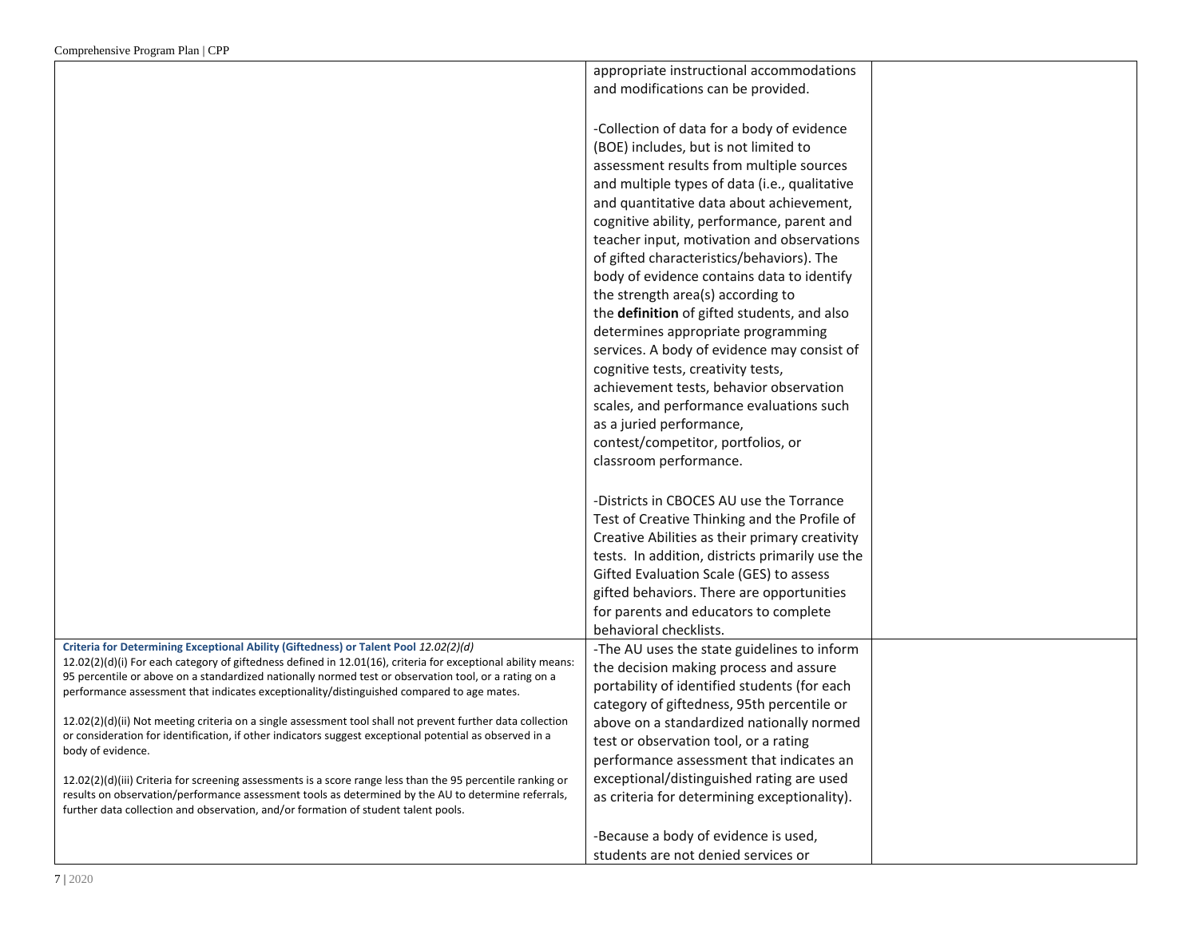| | | |
|---|---|---|
| | appropriate instructional accommodations and modifications can be provided.<br><br>-Collection of data for a body of evidence (BOE) includes, but is not limited to assessment results from multiple sources and multiple types of data (i.e., qualitative and quantitative data about achievement, cognitive ability, performance, parent and teacher input, motivation and observations of gifted characteristics/behaviors). The body of evidence contains data to identify the strength area(s) according to the **definition** of gifted students, and also determines appropriate programming services. A body of evidence may consist of cognitive tests, creativity tests, achievement tests, behavior observation scales, and performance evaluations such as a juried performance, contest/competitor, portfolios, or classroom performance.<br><br>-Districts in CBOCES AU use the Torrance Test of Creative Thinking and the Profile of Creative Abilities as their primary creativity tests. In addition, districts primarily use the Gifted Evaluation Scale (GES) to assess gifted behaviors. There are opportunities for parents and educators to complete behavioral checklists. | |
| **Criteria for Determining Exceptional Ability (Giftedness) or Talent Pool** *12.02(2)(d)*<br>12.02(2)(d)(i) For each category of giftedness defined in 12.01(16), criteria for exceptional ability means: 95 percentile or above on a standardized nationally normed test or observation tool, or a rating on a performance assessment that indicates exceptionality/distinguished compared to age mates.<br><br>12.02(2)(d)(ii) Not meeting criteria on a single assessment tool shall not prevent further data collection or consideration for identification, if other indicators suggest exceptional potential as observed in a body of evidence.<br><br>12.02(2)(d)(iii) Criteria for screening assessments is a score range less than the 95 percentile ranking or results on observation/performance assessment tools as determined by the AU to determine referrals, further data collection and observation, and/or formation of student talent pools. | -The AU uses the state guidelines to inform the decision making process and assure portability of identified students (for each category of giftedness, 95th percentile or above on a standardized nationally normed test or observation tool, or a rating performance assessment that indicates an exceptional/distinguished rating are used as criteria for determining exceptionality).<br><br>-Because a body of evidence is used, students are not denied services or | |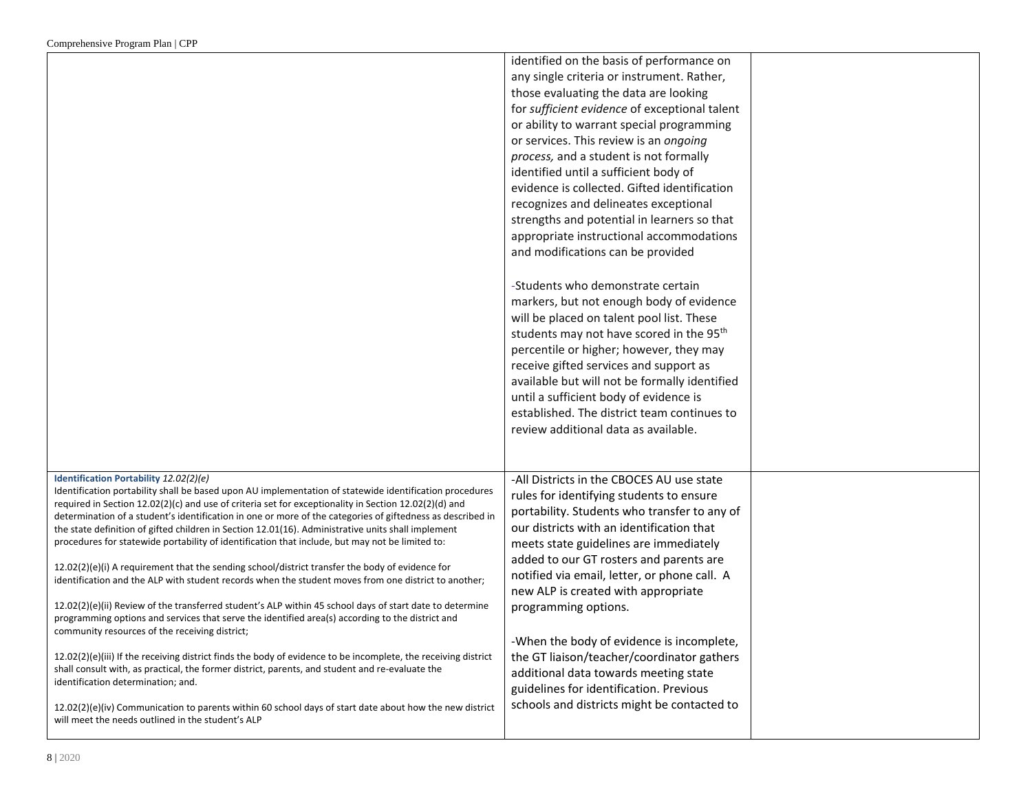| | | |
|---|---|---|
| | identified on the basis of performance on any single criteria or instrument. Rather, those evaluating the data are looking for *sufficient evidence* of exceptional talent or ability to warrant special programming or services. This review is an *ongoing process,* and a student is not formally identified until a sufficient body of evidence is collected. Gifted identification recognizes and delineates exceptional strengths and potential in learners so that appropriate instructional accommodations and modifications can be provided<br><br>-Students who demonstrate certain markers, but not enough body of evidence will be placed on talent pool list. These students may not have scored in the 95th percentile or higher; however, they may receive gifted services and support as available but will not be formally identified until a sufficient body of evidence is established. The district team continues to review additional data as available. | |
| **Identification Portability** *12.02(2)(e)*<br>Identification portability shall be based upon AU implementation of statewide identification procedures required in Section 12.02(2)(c) and use of criteria set for exceptionality in Section 12.02(2)(d) and determination of a student's identification in one or more of the categories of giftedness as described in the state definition of gifted children in Section 12.01(16). Administrative units shall implement procedures for statewide portability of identification that include, but may not be limited to:<br><br>12.02(2)(e)(i) A requirement that the sending school/district transfer the body of evidence for identification and the ALP with student records when the student moves from one district to another;<br><br>12.02(2)(e)(ii) Review of the transferred student's ALP within 45 school days of start date to determine programming options and services that serve the identified area(s) according to the district and community resources of the receiving district;<br><br>12.02(2)(e)(iii) If the receiving district finds the body of evidence to be incomplete, the receiving district shall consult with, as practical, the former district, parents, and student and re-evaluate the identification determination; and.<br><br>12.02(2)(e)(iv) Communication to parents within 60 school days of start date about how the new district will meet the needs outlined in the student's ALP | -All Districts in the CBOCES AU use state rules for identifying students to ensure portability. Students who transfer to any of our districts with an identification that meets state guidelines are immediately added to our GT rosters and parents are notified via email, letter, or phone call. A new ALP is created with appropriate programming options.<br><br>-When the body of evidence is incomplete, the GT liaison/teacher/coordinator gathers additional data towards meeting state guidelines for identification. Previous schools and districts might be contacted to | |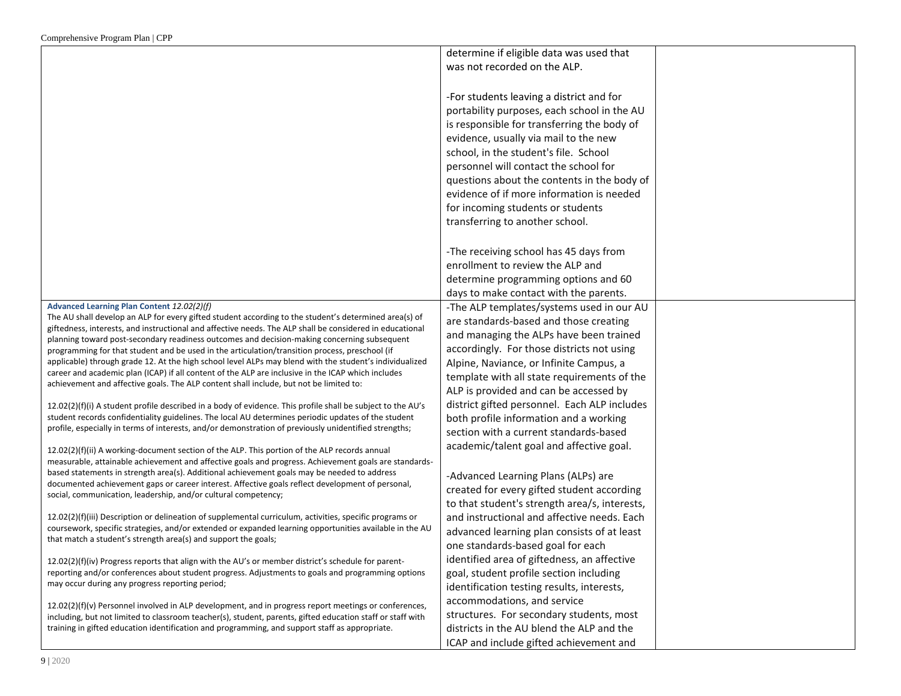| | | |
|---|---|---|
| | determine if eligible data was used that was not recorded on the ALP.<br><br>-For students leaving a district and for portability purposes, each school in the AU is responsible for transferring the body of evidence, usually via mail to the new school, in the student's file. School personnel will contact the school for questions about the contents in the body of evidence of if more information is needed for incoming students or students transferring to another school.<br><br>-The receiving school has 45 days from enrollment to review the ALP and determine programming options and 60 days to make contact with the parents. | |
| **Advanced Learning Plan Content** *12.02(2)(f)*<br>The AU shall develop an ALP for every gifted student according to the student's determined area(s) of giftedness, interests, and instructional and affective needs. The ALP shall be considered in educational planning toward post-secondary readiness outcomes and decision-making concerning subsequent programming for that student and be used in the articulation/transition process, preschool (if applicable) through grade 12. At the high school level ALPs may blend with the student's individualized career and academic plan (ICAP) if all content of the ALP are inclusive in the ICAP which includes achievement and affective goals. The ALP content shall include, but not be limited to:<br><br>12.02(2)(f)(i) A student profile described in a body of evidence. This profile shall be subject to the AU's student records confidentiality guidelines. The local AU determines periodic updates of the student profile, especially in terms of interests, and/or demonstration of previously unidentified strengths;<br><br>12.02(2)(f)(ii) A working-document section of the ALP. This portion of the ALP records annual measurable, attainable achievement and affective goals and progress. Achievement goals are standards-based statements in strength area(s). Additional achievement goals may be needed to address documented achievement gaps or career interest. Affective goals reflect development of personal, social, communication, leadership, and/or cultural competency;<br><br>12.02(2)(f)(iii) Description or delineation of supplemental curriculum, activities, specific programs or coursework, specific strategies, and/or extended or expanded learning opportunities available in the AU that match a student's strength area(s) and support the goals;<br><br>12.02(2)(f)(iv) Progress reports that align with the AU's or member district's schedule for parent-reporting and/or conferences about student progress. Adjustments to goals and programming options may occur during any progress reporting period;<br><br>12.02(2)(f)(v) Personnel involved in ALP development, and in progress report meetings or conferences, including, but not limited to classroom teacher(s), student, parents, gifted education staff or staff with training in gifted education identification and programming, and support staff as appropriate. | -The ALP templates/systems used in our AU are standards-based and those creating and managing the ALPs have been trained accordingly. For those districts not using Alpine, Naviance, or Infinite Campus, a template with all state requirements of the ALP is provided and can be accessed by district gifted personnel. Each ALP includes both profile information and a working section with a current standards-based academic/talent goal and affective goal.<br><br>-Advanced Learning Plans (ALPs) are created for every gifted student according to that student's strength area/s, interests, and instructional and affective needs. Each advanced learning plan consists of at least one standards-based goal for each identified area of giftedness, an affective goal, student profile section including identification testing results, interests, accommodations, and service structures. For secondary students, most districts in the AU blend the ALP and the ICAP and include gifted achievement and | |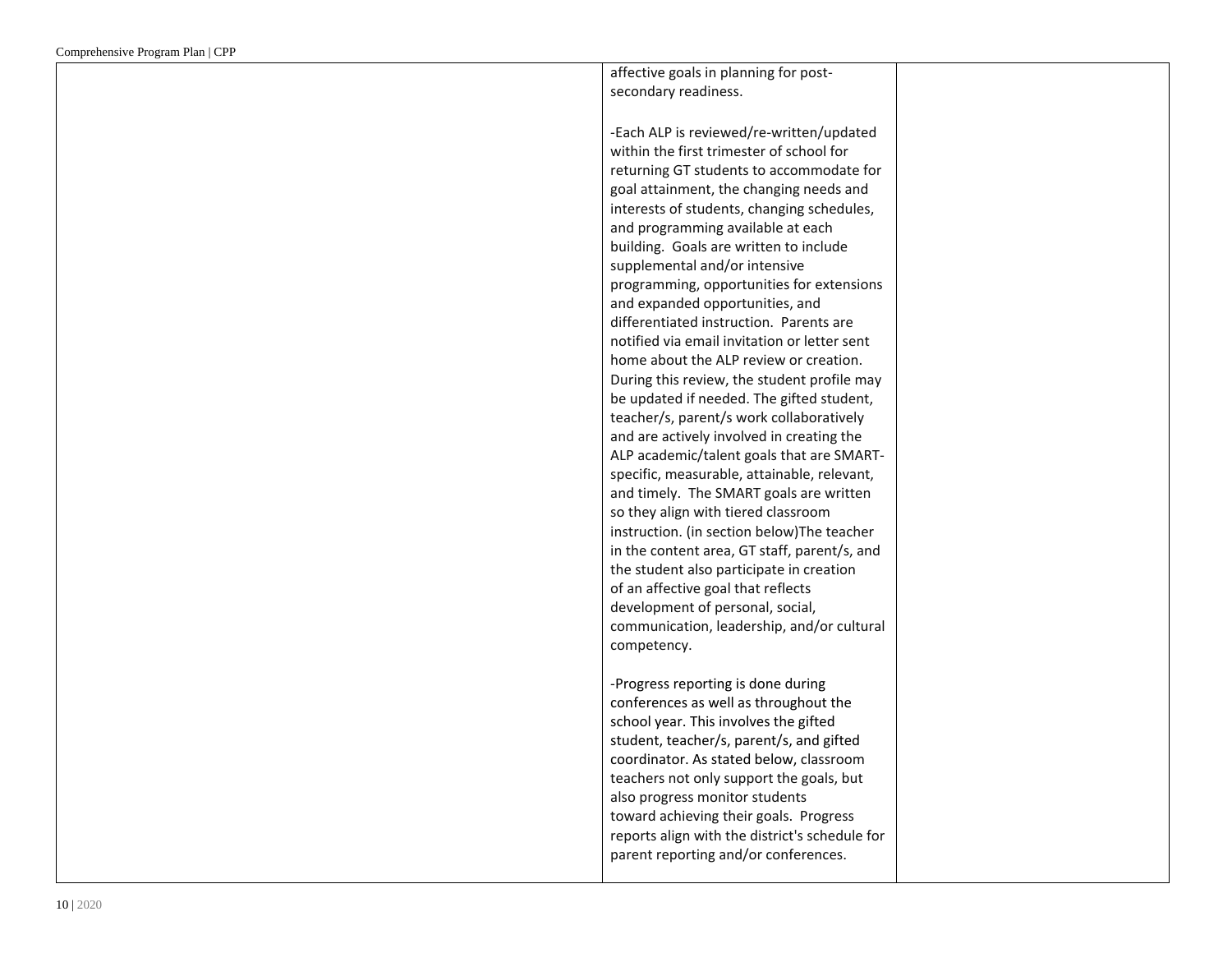| | | |
|---|---|---|
| | affective goals in planning for post-secondary readiness.<br><br>-Each ALP is reviewed/re-written/updated within the first trimester of school for returning GT students to accommodate for goal attainment, the changing needs and interests of students, changing schedules, and programming available at each building. Goals are written to include supplemental and/or intensive programming, opportunities for extensions and expanded opportunities, and differentiated instruction. Parents are notified via email invitation or letter sent home about the ALP review or creation. During this review, the student profile may be updated if needed. The gifted student, teacher/s, parent/s work collaboratively and are actively involved in creating the ALP academic/talent goals that are SMART-specific, measurable, attainable, relevant, and timely. The SMART goals are written so they align with tiered classroom instruction. (in section below)The teacher in the content area, GT staff, parent/s, and the student also participate in creation of an affective goal that reflects development of personal, social, communication, leadership, and/or cultural competency.<br><br>-Progress reporting is done during conferences as well as throughout the school year. This involves the gifted student, teacher/s, parent/s, and gifted coordinator. As stated below, classroom teachers not only support the goals, but also progress monitor students toward achieving their goals. Progress reports align with the district's schedule for parent reporting and/or conferences. | |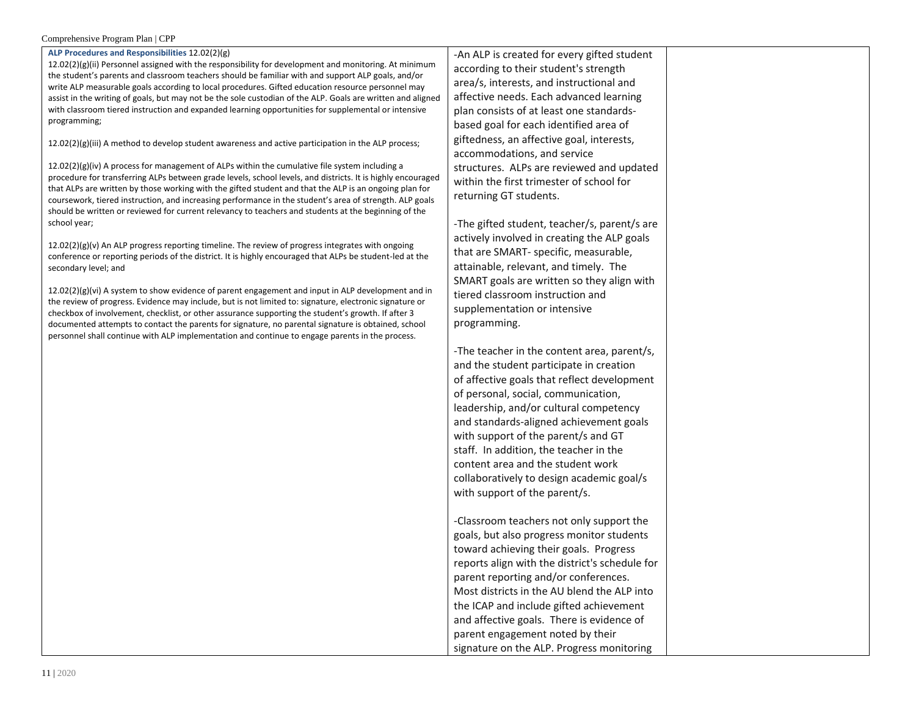| ALP Procedures and Responsibilities 12.02(2)(g) | | |
|---|---|---|
| 12.02(2)(g)(ii) Personnel assigned with the responsibility for development and monitoring. At minimum the student's parents and classroom teachers should be familiar with and support ALP goals, and/or write ALP measurable goals according to local procedures. Gifted education resource personnel may assist in the writing of goals, but may not be the sole custodian of the ALP. Goals are written and aligned with classroom tiered instruction and expanded learning opportunities for supplemental or intensive programming;<br><br>12.02(2)(g)(iii) A method to develop student awareness and active participation in the ALP process;<br><br>12.02(2)(g)(iv) A process for management of ALPs within the cumulative file system including a procedure for transferring ALPs between grade levels, school levels, and districts. It is highly encouraged that ALPs are written by those working with the gifted student and that the ALP is an ongoing plan for coursework, tiered instruction, and increasing performance in the student's area of strength. ALP goals should be written or reviewed for current relevancy to teachers and students at the beginning of the school year;<br><br>12.02(2)(g)(v) An ALP progress reporting timeline. The review of progress integrates with ongoing conference or reporting periods of the district. It is highly encouraged that ALPs be student-led at the secondary level; and<br><br>12.02(2)(g)(vi) A system to show evidence of parent engagement and input in ALP development and in the review of progress. Evidence may include, but is not limited to: signature, electronic signature or checkbox of involvement, checklist, or other assurance supporting the student's growth. If after 3 documented attempts to contact the parents for signature, no parental signature is obtained, school personnel shall continue with ALP implementation and continue to engage parents in the process. | -An ALP is created for every gifted student according to their student's strength area/s, interests, and instructional and affective needs. Each advanced learning plan consists of at least one standards-based goal for each identified area of giftedness, an affective goal, interests, accommodations, and service structures. ALPs are reviewed and updated within the first trimester of school for returning GT students.<br><br>-The gifted student, teacher/s, parent/s are actively involved in creating the ALP goals that are SMART- specific, measurable, attainable, relevant, and timely. The SMART goals are written so they align with tiered classroom instruction and supplementation or intensive programming.<br><br>-The teacher in the content area, parent/s, and the student participate in creation of affective goals that reflect development of personal, social, communication, leadership, and/or cultural competency and standards-aligned achievement goals with support of the parent/s and GT staff. In addition, the teacher in the content area and the student work collaboratively to design academic goal/s with support of the parent/s.<br><br>-Classroom teachers not only support the goals, but also progress monitor students toward achieving their goals. Progress reports align with the district's schedule for parent reporting and/or conferences. Most districts in the AU blend the ALP into the ICAP and include gifted achievement and affective goals. There is evidence of parent engagement noted by their signature on the ALP. Progress monitoring | |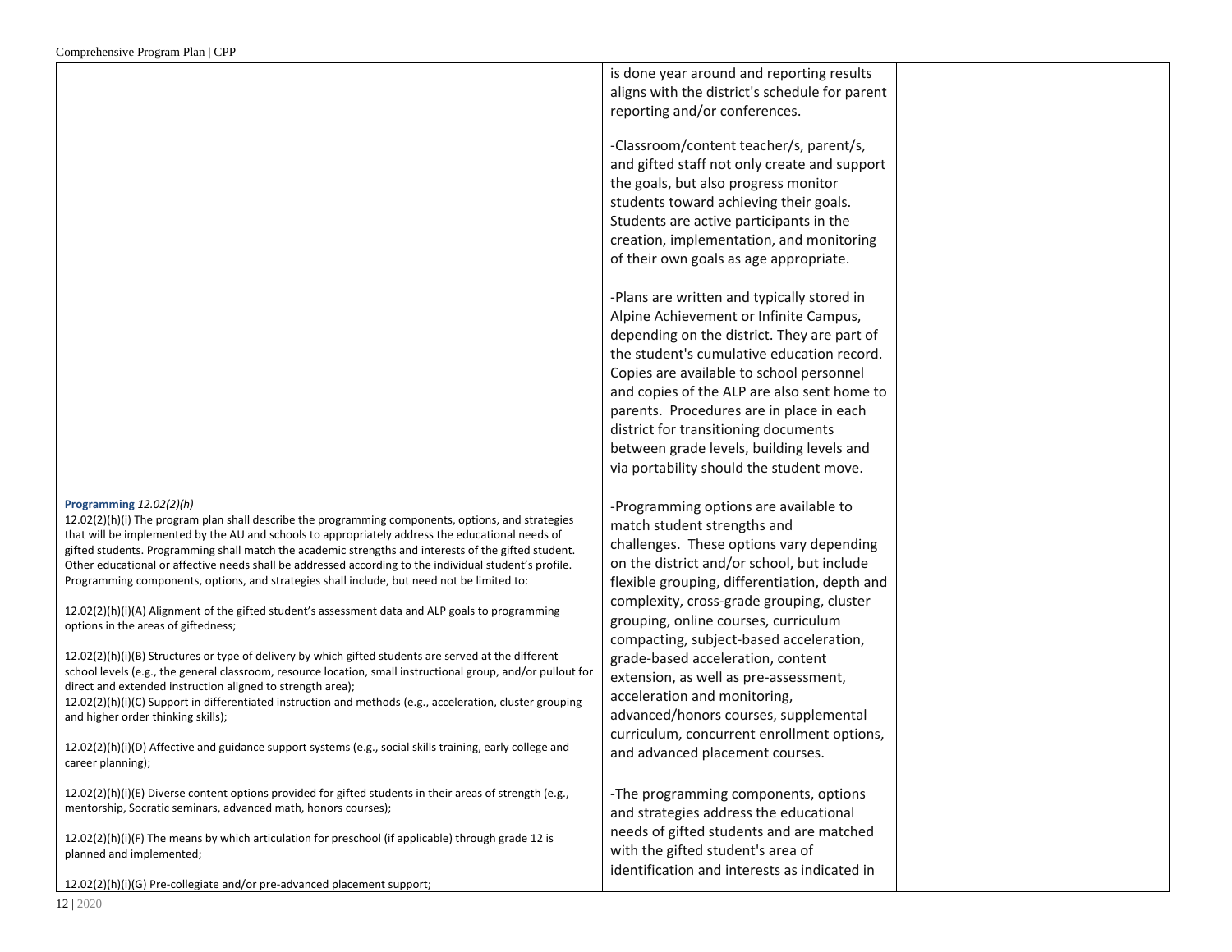| | | |
|---|---|---|
| | is done year around and reporting results aligns with the district's schedule for parent reporting and/or conferences.<br><br>-Classroom/content teacher/s, parent/s, and gifted staff not only create and support the goals, but also progress monitor students toward achieving their goals. Students are active participants in the creation, implementation, and monitoring of their own goals as age appropriate.<br><br>-Plans are written and typically stored in Alpine Achievement or Infinite Campus, depending on the district. They are part of the student's cumulative education record. Copies are available to school personnel and copies of the ALP are also sent home to parents. Procedures are in place in each district for transitioning documents between grade levels, building levels and via portability should the student move. | |
| **Programming** *12.02(2)(h)*<br>12.02(2)(h)(i) The program plan shall describe the programming components, options, and strategies that will be implemented by the AU and schools to appropriately address the educational needs of gifted students. Programming shall match the academic strengths and interests of the gifted student. Other educational or affective needs shall be addressed according to the individual student's profile. Programming components, options, and strategies shall include, but need not be limited to:<br><br>12.02(2)(h)(i)(A) Alignment of the gifted student's assessment data and ALP goals to programming options in the areas of giftedness;<br><br>12.02(2)(h)(i)(B) Structures or type of delivery by which gifted students are served at the different school levels (e.g., the general classroom, resource location, small instructional group, and/or pullout for direct and extended instruction aligned to strength area);<br>12.02(2)(h)(i)(C) Support in differentiated instruction and methods (e.g., acceleration, cluster grouping and higher order thinking skills);<br><br>12.02(2)(h)(i)(D) Affective and guidance support systems (e.g., social skills training, early college and career planning);<br><br>12.02(2)(h)(i)(E) Diverse content options provided for gifted students in their areas of strength (e.g., mentorship, Socratic seminars, advanced math, honors courses);<br><br>12.02(2)(h)(i)(F) The means by which articulation for preschool (if applicable) through grade 12 is planned and implemented;<br><br>12.02(2)(h)(i)(G) Pre-collegiate and/or pre-advanced placement support; | -Programming options are available to match student strengths and challenges. These options vary depending on the district and/or school, but include flexible grouping, differentiation, depth and complexity, cross-grade grouping, cluster grouping, online courses, curriculum compacting, subject-based acceleration, grade-based acceleration, content extension, as well as pre-assessment, acceleration and monitoring, advanced/honors courses, supplemental curriculum, concurrent enrollment options, and advanced placement courses.<br><br>-The programming components, options and strategies address the educational needs of gifted students and are matched with the gifted student's area of identification and interests as indicated in | |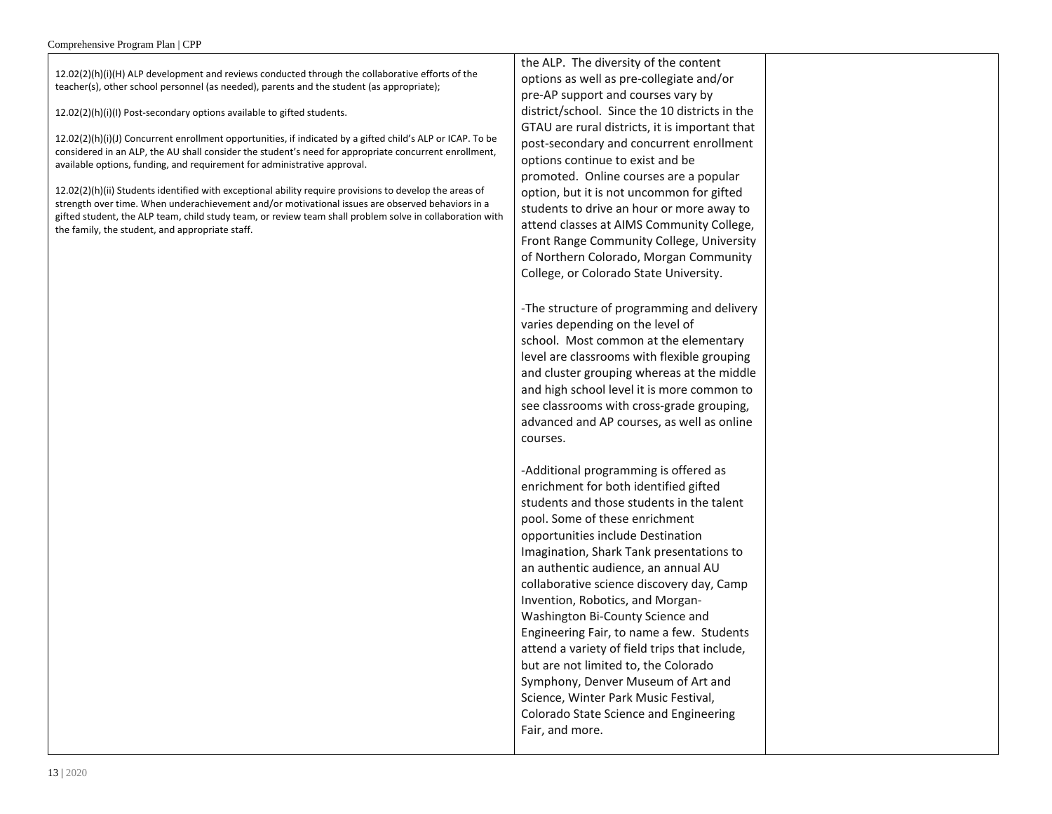| | | |
|---|---|---|
| 12.02(2)(h)(i)(H) ALP development and reviews conducted through the collaborative efforts of the teacher(s), other school personnel (as needed), parents and the student (as appropriate);<br><br>12.02(2)(h)(i)(I) Post-secondary options available to gifted students.<br><br>12.02(2)(h)(i)(J) Concurrent enrollment opportunities, if indicated by a gifted child's ALP or ICAP. To be considered in an ALP, the AU shall consider the student's need for appropriate concurrent enrollment, available options, funding, and requirement for administrative approval.<br><br>12.02(2)(h)(ii) Students identified with exceptional ability require provisions to develop the areas of strength over time. When underachievement and/or motivational issues are observed behaviors in a gifted student, the ALP team, child study team, or review team shall problem solve in collaboration with the family, the student, and appropriate staff. | the ALP. The diversity of the content options as well as pre-collegiate and/or pre-AP support and courses vary by district/school. Since the 10 districts in the GTAU are rural districts, it is important that post-secondary and concurrent enrollment options continue to exist and be promoted. Online courses are a popular option, but it is not uncommon for gifted students to drive an hour or more away to attend classes at AIMS Community College, Front Range Community College, University of Northern Colorado, Morgan Community College, or Colorado State University.<br><br>-The structure of programming and delivery varies depending on the level of school. Most common at the elementary level are classrooms with flexible grouping and cluster grouping whereas at the middle and high school level it is more common to see classrooms with cross-grade grouping, advanced and AP courses, as well as online courses.<br><br>-Additional programming is offered as enrichment for both identified gifted students and those students in the talent pool. Some of these enrichment opportunities include Destination Imagination, Shark Tank presentations to an authentic audience, an annual AU collaborative science discovery day, Camp Invention, Robotics, and Morgan-Washington Bi-County Science and Engineering Fair, to name a few. Students attend a variety of field trips that include, but are not limited to, the Colorado Symphony, Denver Museum of Art and Science, Winter Park Music Festival, Colorado State Science and Engineering Fair, and more. | |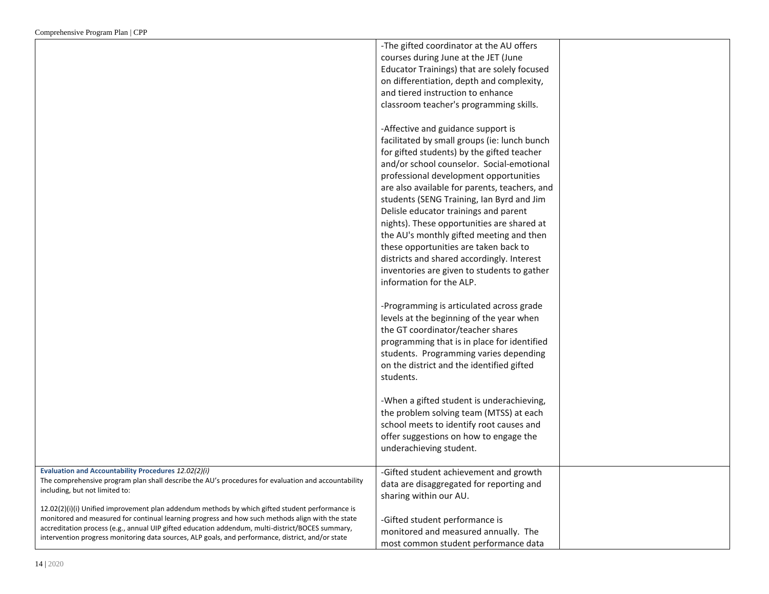| | | |
|---|---|---|
| | -The gifted coordinator at the AU offers courses during June at the JET (June Educator Trainings) that are solely focused on differentiation, depth and complexity, and tiered instruction to enhance classroom teacher's programming skills.<br><br>-Affective and guidance support is facilitated by small groups (ie: lunch bunch for gifted students) by the gifted teacher and/or school counselor. Social-emotional professional development opportunities are also available for parents, teachers, and students (SENG Training, Ian Byrd and Jim Delisle educator trainings and parent nights). These opportunities are shared at the AU's monthly gifted meeting and then these opportunities are taken back to districts and shared accordingly. Interest inventories are given to students to gather information for the ALP.<br><br>-Programming is articulated across grade levels at the beginning of the year when the GT coordinator/teacher shares programming that is in place for identified students. Programming varies depending on the district and the identified gifted students.<br><br>-When a gifted student is underachieving, the problem solving team (MTSS) at each school meets to identify root causes and offer suggestions on how to engage the underachieving student. | |
| **Evaluation and Accountability Procedures** *12.02(2)(i)*<br>The comprehensive program plan shall describe the AU's procedures for evaluation and accountability including, but not limited to:<br><br>12.02(2)(i)(i) Unified improvement plan addendum methods by which gifted student performance is monitored and measured for continual learning progress and how such methods align with the state accreditation process (e.g., annual UIP gifted education addendum, multi-district/BOCES summary, intervention progress monitoring data sources, ALP goals, and performance, district, and/or state | -Gifted student achievement and growth data are disaggregated for reporting and sharing within our AU.<br><br>-Gifted student performance is monitored and measured annually. The most common student performance data | |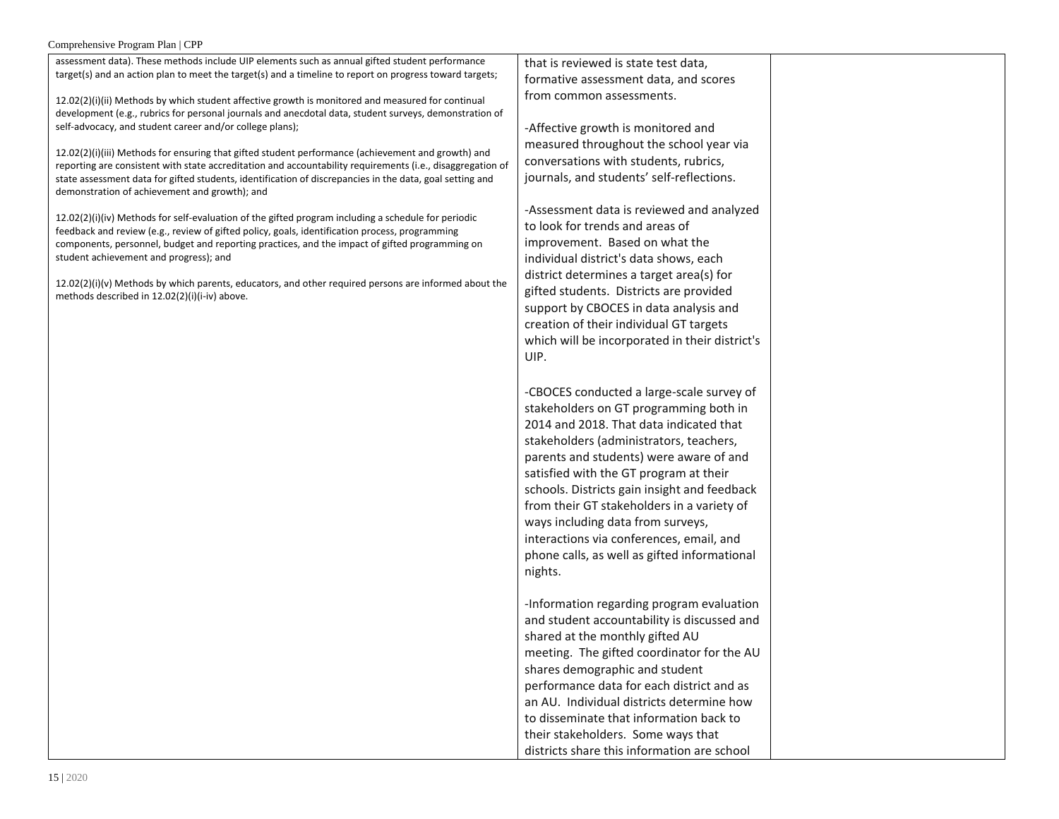| | | |
|---|---|---|
| assessment data). These methods include UIP elements such as annual gifted student performance target(s) and an action plan to meet the target(s) and a timeline to report on progress toward targets;<br><br>12.02(2)(i)(ii) Methods by which student affective growth is monitored and measured for continual development (e.g., rubrics for personal journals and anecdotal data, student surveys, demonstration of self-advocacy, and student career and/or college plans);<br><br>12.02(2)(i)(iii) Methods for ensuring that gifted student performance (achievement and growth) and reporting are consistent with state accreditation and accountability requirements (i.e., disaggregation of state assessment data for gifted students, identification of discrepancies in the data, goal setting and demonstration of achievement and growth); and<br><br>12.02(2)(i)(iv) Methods for self-evaluation of the gifted program including a schedule for periodic feedback and review (e.g., review of gifted policy, goals, identification process, programming components, personnel, budget and reporting practices, and the impact of gifted programming on student achievement and progress); and<br><br>12.02(2)(i)(v) Methods by which parents, educators, and other required persons are informed about the methods described in 12.02(2)(i)(i-iv) above. | that is reviewed is state test data, formative assessment data, and scores from common assessments.<br><br>-Affective growth is monitored and measured throughout the school year via conversations with students, rubrics, journals, and students' self-reflections.<br><br>-Assessment data is reviewed and analyzed to look for trends and areas of improvement. Based on what the individual district's data shows, each district determines a target area(s) for gifted students. Districts are provided support by CBOCES in data analysis and creation of their individual GT targets which will be incorporated in their district's UIP.<br><br>-CBOCES conducted a large-scale survey of stakeholders on GT programming both in 2014 and 2018. That data indicated that stakeholders (administrators, teachers, parents and students) were aware of and satisfied with the GT program at their schools. Districts gain insight and feedback from their GT stakeholders in a variety of ways including data from surveys, interactions via conferences, email, and phone calls, as well as gifted informational nights.<br><br>-Information regarding program evaluation and student accountability is discussed and shared at the monthly gifted AU meeting. The gifted coordinator for the AU shares demographic and student performance data for each district and as an AU. Individual districts determine how to disseminate that information back to their stakeholders. Some ways that districts share this information are school | |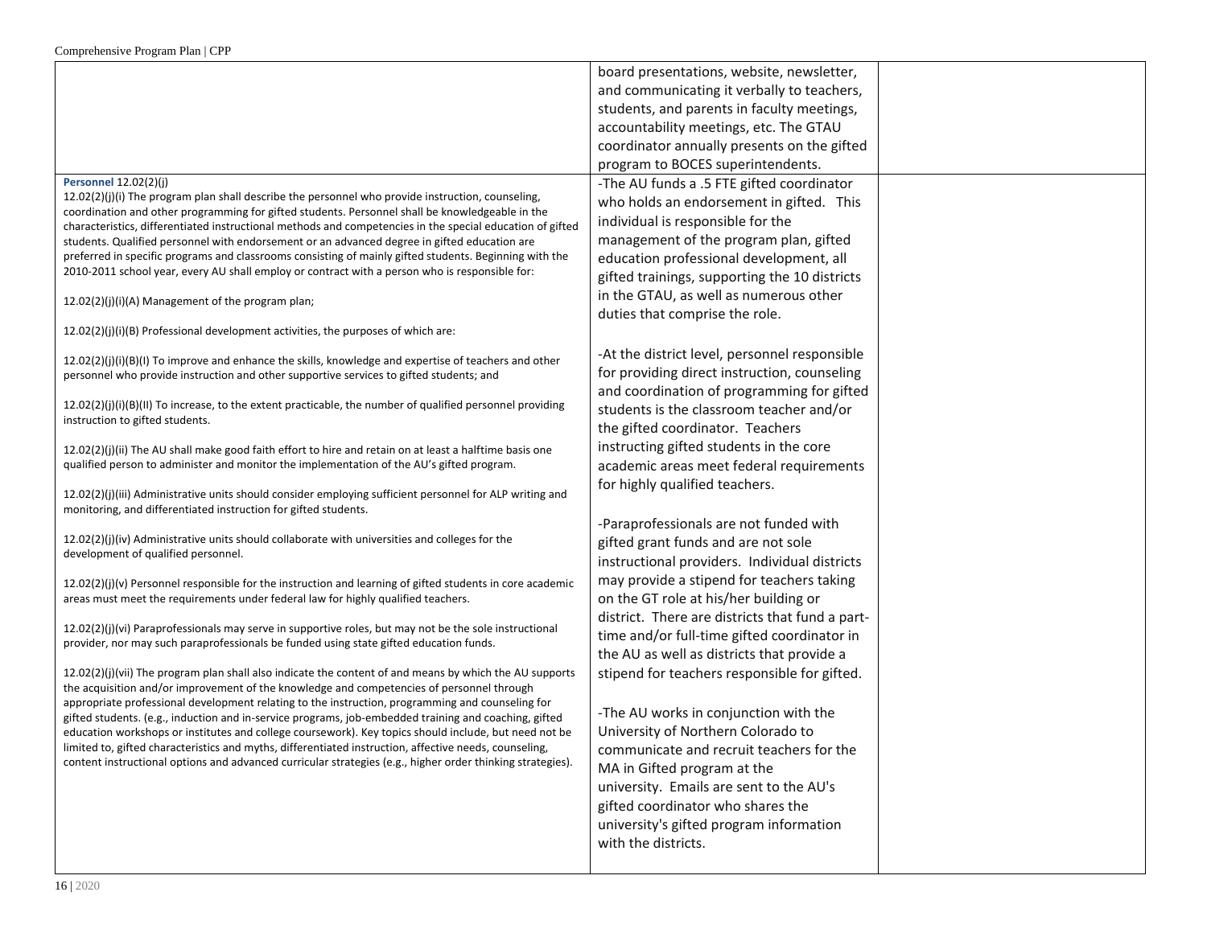| | | |
|---|---|---|
| | board presentations, website, newsletter, and communicating it verbally to teachers, students, and parents in faculty meetings, accountability meetings, etc. The GTAU coordinator annually presents on the gifted program to BOCES superintendents. | |
| **Personnel** 12.02(2)(j)<br><br>12.02(2)(j)(i) The program plan shall describe the personnel who provide instruction, counseling, coordination and other programming for gifted students. Personnel shall be knowledgeable in the characteristics, differentiated instructional methods and competencies in the special education of gifted students. Qualified personnel with endorsement or an advanced degree in gifted education are preferred in specific programs and classrooms consisting of mainly gifted students. Beginning with the 2010-2011 school year, every AU shall employ or contract with a person who is responsible for:<br><br>12.02(2)(j)(i)(A) Management of the program plan;<br><br>12.02(2)(j)(i)(B) Professional development activities, the purposes of which are:<br><br>12.02(2)(j)(i)(B)(I) To improve and enhance the skills, knowledge and expertise of teachers and other personnel who provide instruction and other supportive services to gifted students; and<br><br>12.02(2)(j)(i)(B)(II) To increase, to the extent practicable, the number of qualified personnel providing instruction to gifted students.<br><br>12.02(2)(j)(ii) The AU shall make good faith effort to hire and retain on at least a halftime basis one qualified person to administer and monitor the implementation of the AU's gifted program.<br><br>12.02(2)(j)(iii) Administrative units should consider employing sufficient personnel for ALP writing and monitoring, and differentiated instruction for gifted students.<br><br>12.02(2)(j)(iv) Administrative units should collaborate with universities and colleges for the development of qualified personnel.<br><br>12.02(2)(j)(v) Personnel responsible for the instruction and learning of gifted students in core academic areas must meet the requirements under federal law for highly qualified teachers.<br><br>12.02(2)(j)(vi) Paraprofessionals may serve in supportive roles, but may not be the sole instructional provider, nor may such paraprofessionals be funded using state gifted education funds.<br><br>12.02(2)(j)(vii) The program plan shall also indicate the content of and means by which the AU supports the acquisition and/or improvement of the knowledge and competencies of personnel through appropriate professional development relating to the instruction, programming and counseling for gifted students. (e.g., induction and in-service programs, job-embedded training and coaching, gifted education workshops or institutes and college coursework). Key topics should include, but need not be limited to, gifted characteristics and myths, differentiated instruction, affective needs, counseling, content instructional options and advanced curricular strategies (e.g., higher order thinking strategies). | -The AU funds a .5 FTE gifted coordinator who holds an endorsement in gifted. This individual is responsible for the management of the program plan, gifted education professional development, all gifted trainings, supporting the 10 districts in the GTAU, as well as numerous other duties that comprise the role.<br><br>-At the district level, personnel responsible for providing direct instruction, counseling and coordination of programming for gifted students is the classroom teacher and/or the gifted coordinator. Teachers instructing gifted students in the core academic areas meet federal requirements for highly qualified teachers.<br><br>-Paraprofessionals are not funded with gifted grant funds and are not sole instructional providers. Individual districts may provide a stipend for teachers taking on the GT role at his/her building or district. There are districts that fund a part-time and/or full-time gifted coordinator in the AU as well as districts that provide a stipend for teachers responsible for gifted.<br><br>-The AU works in conjunction with the University of Northern Colorado to communicate and recruit teachers for the MA in Gifted program at the university. Emails are sent to the AU's gifted coordinator who shares the university's gifted program information with the districts. | |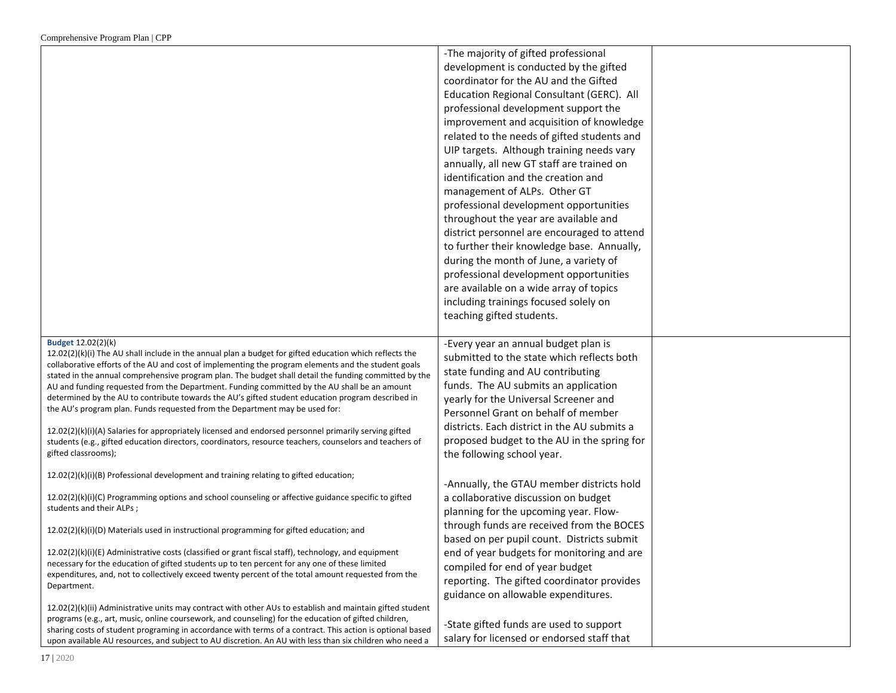| | | |
|---|---|---|
| | -The majority of gifted professional development is conducted by the gifted coordinator for the AU and the Gifted Education Regional Consultant (GERC). All professional development support the improvement and acquisition of knowledge related to the needs of gifted students and UIP targets. Although training needs vary annually, all new GT staff are trained on identification and the creation and management of ALPs. Other GT professional development opportunities throughout the year are available and district personnel are encouraged to attend to further their knowledge base. Annually, during the month of June, a variety of professional development opportunities are available on a wide array of topics including trainings focused solely on teaching gifted students. | |
| **Budget** 12.02(2)(k)<br>12.02(2)(k)(i) The AU shall include in the annual plan a budget for gifted education which reflects the collaborative efforts of the AU and cost of implementing the program elements and the student goals stated in the annual comprehensive program plan. The budget shall detail the funding committed by the AU and funding requested from the Department. Funding committed by the AU shall be an amount determined by the AU to contribute towards the AU's gifted student education program described in the AU's program plan. Funds requested from the Department may be used for:<br><br>12.02(2)(k)(i)(A) Salaries for appropriately licensed and endorsed personnel primarily serving gifted students (e.g., gifted education directors, coordinators, resource teachers, counselors and teachers of gifted classrooms);<br><br>12.02(2)(k)(i)(B) Professional development and training relating to gifted education;<br><br>12.02(2)(k)(i)(C) Programming options and school counseling or affective guidance specific to gifted students and their ALPs ;<br><br>12.02(2)(k)(i)(D) Materials used in instructional programming for gifted education; and<br><br>12.02(2)(k)(i)(E) Administrative costs (classified or grant fiscal staff), technology, and equipment necessary for the education of gifted students up to ten percent for any one of these limited expenditures, and, not to collectively exceed twenty percent of the total amount requested from the Department.<br><br>12.02(2)(k)(ii) Administrative units may contract with other AUs to establish and maintain gifted student programs (e.g., art, music, online coursework, and counseling) for the education of gifted children, sharing costs of student programing in accordance with terms of a contract. This action is optional based upon available AU resources, and subject to AU discretion. An AU with less than six children who need a | -Every year an annual budget plan is submitted to the state which reflects both state funding and AU contributing funds. The AU submits an application yearly for the Universal Screener and Personnel Grant on behalf of member districts. Each district in the AU submits a proposed budget to the AU in the spring for the following school year.<br><br>-Annually, the GTAU member districts hold a collaborative discussion on budget planning for the upcoming year. Flow-through funds are received from the BOCES based on per pupil count. Districts submit end of year budgets for monitoring and are compiled for end of year budget reporting. The gifted coordinator provides guidance on allowable expenditures.<br><br>-State gifted funds are used to support salary for licensed or endorsed staff that | |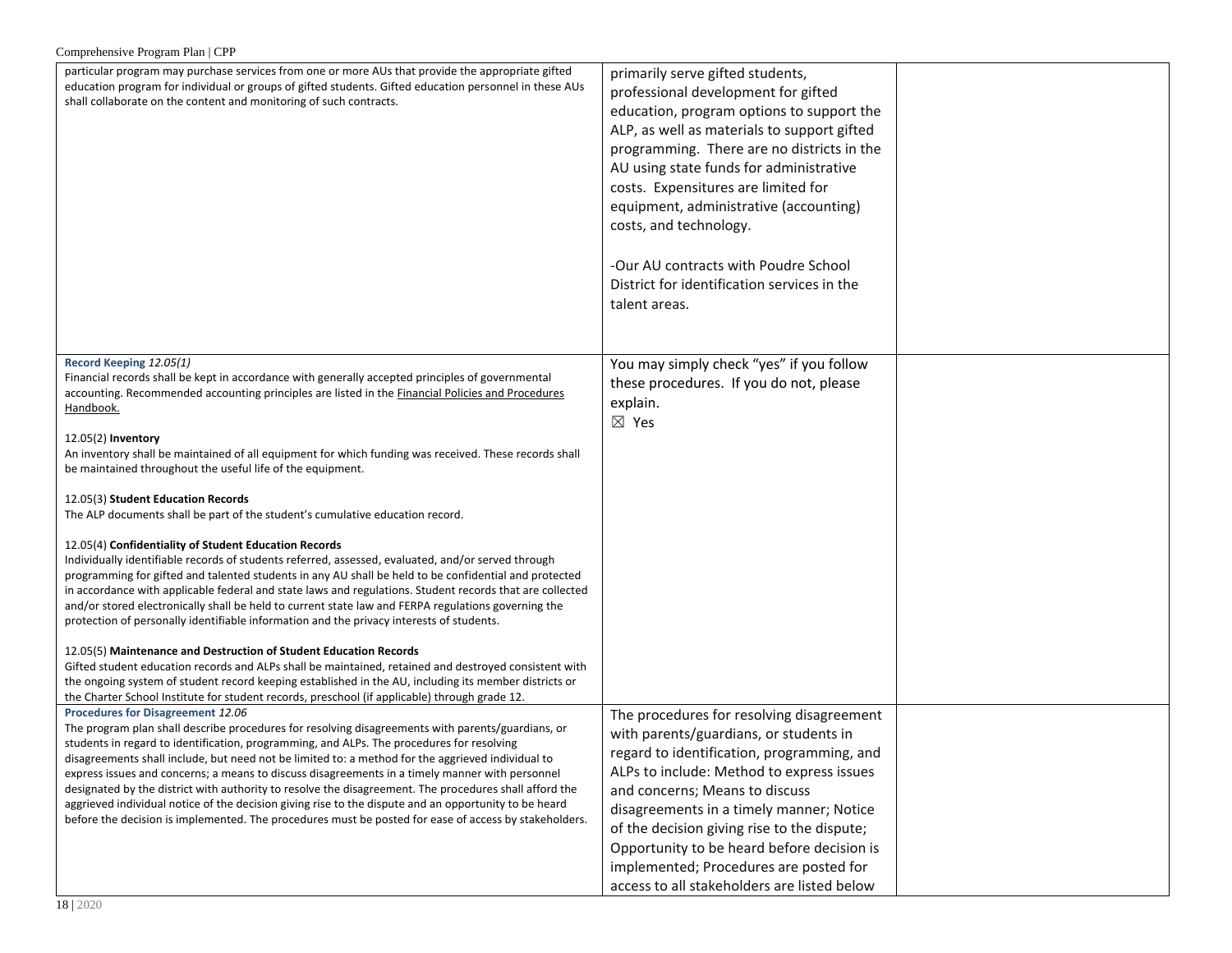| | | |
|---|---|---|
| particular program may purchase services from one or more AUs that provide the appropriate gifted education program for individual or groups of gifted students. Gifted education personnel in these AUs shall collaborate on the content and monitoring of such contracts. | primarily serve gifted students, professional development for gifted education, program options to support the ALP, as well as materials to support gifted programming. There are no districts in the AU using state funds for administrative costs. Expensitures are limited for equipment, administrative (accounting) costs, and technology.<br><br>-Our AU contracts with Poudre School District for identification services in the talent areas. | |
| **Record Keeping** *12.05(1)*<br>Financial records shall be kept in accordance with generally accepted principles of governmental accounting. Recommended accounting principles are listed in the Financial Policies and Procedures Handbook.<br><br>12.05(2) **Inventory**<br>An inventory shall be maintained of all equipment for which funding was received. These records shall be maintained throughout the useful life of the equipment.<br><br>12.05(3) **Student Education Records**<br>The ALP documents shall be part of the student's cumulative education record.<br><br>12.05(4) **Confidentiality of Student Education Records**<br>Individually identifiable records of students referred, assessed, evaluated, and/or served through programming for gifted and talented students in any AU shall be held to be confidential and protected in accordance with applicable federal and state laws and regulations. Student records that are collected and/or stored electronically shall be held to current state law and FERPA regulations governing the protection of personally identifiable information and the privacy interests of students.<br><br>12.05(5) **Maintenance and Destruction of Student Education Records**<br>Gifted student education records and ALPs shall be maintained, retained and destroyed consistent with the ongoing system of student record keeping established in the AU, including its member districts or the Charter School Institute for student records, preschool (if applicable) through grade 12. | You may simply check "yes" if you follow these procedures. If you do not, please explain.<br>☒ Yes | |
| **Procedures for Disagreement** *12.06*<br>The program plan shall describe procedures for resolving disagreements with parents/guardians, or students in regard to identification, programming, and ALPs. The procedures for resolving disagreements shall include, but need not be limited to: a method for the aggrieved individual to express issues and concerns; a means to discuss disagreements in a timely manner with personnel designated by the district with authority to resolve the disagreement. The procedures shall afford the aggrieved individual notice of the decision giving rise to the dispute and an opportunity to be heard before the decision is implemented. The procedures must be posted for ease of access by stakeholders. | The procedures for resolving disagreement with parents/guardians, or students in regard to identification, programming, and ALPs to include: Method to express issues and concerns; Means to discuss disagreements in a timely manner; Notice of the decision giving rise to the dispute; Opportunity to be heard before decision is implemented; Procedures are posted for access to all stakeholders are listed below | |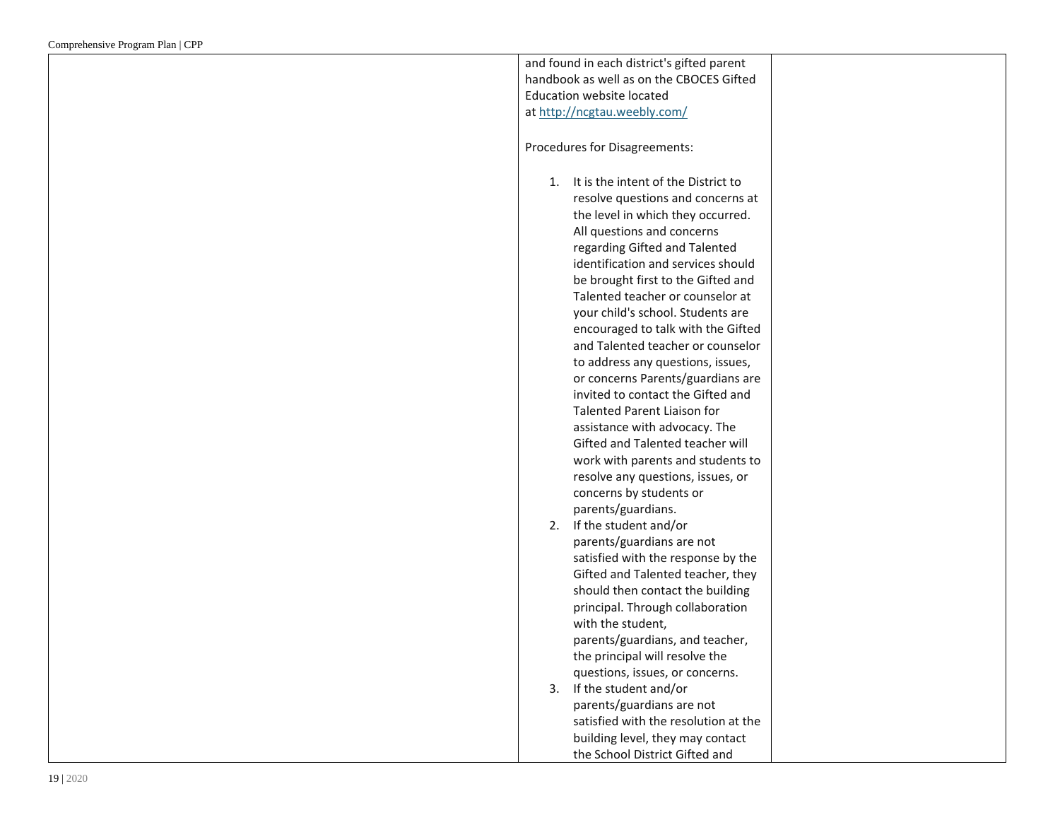| | | |
|---|---|---|
| | and found in each district's gifted parent handbook as well as on the CBOCES Gifted Education website located at http://ncgtau.weebly.com/<br><br>Procedures for Disagreements:<br><br>1. It is the intent of the District to resolve questions and concerns at the level in which they occurred. All questions and concerns regarding Gifted and Talented identification and services should be brought first to the Gifted and Talented teacher or counselor at your child's school. Students are encouraged to talk with the Gifted and Talented teacher or counselor to address any questions, issues, or concerns Parents/guardians are invited to contact the Gifted and Talented Parent Liaison for assistance with advocacy. The Gifted and Talented teacher will work with parents and students to resolve any questions, issues, or concerns by students or parents/guardians.<br>2. If the student and/or parents/guardians are not satisfied with the response by the Gifted and Talented teacher, they should then contact the building principal. Through collaboration with the student, parents/guardians, and teacher, the principal will resolve the questions, issues, or concerns.<br>3. If the student and/or parents/guardians are not satisfied with the resolution at the building level, they may contact the School District Gifted and | |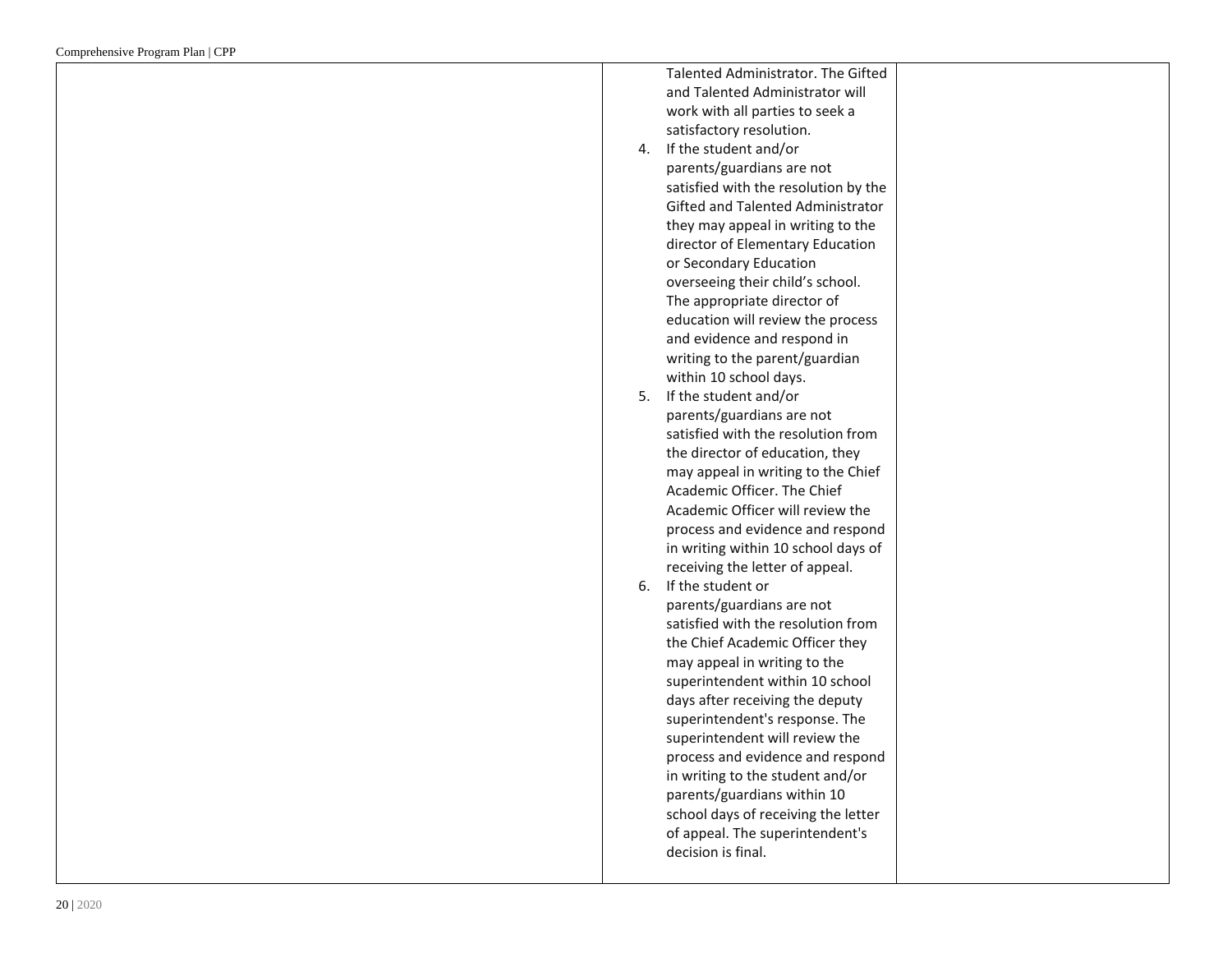| | | |
|---|---|---|
| | Talented Administrator. The Gifted and Talented Administrator will work with all parties to seek a satisfactory resolution.<br>4. If the student and/or parents/guardians are not satisfied with the resolution by the Gifted and Talented Administrator they may appeal in writing to the director of Elementary Education or Secondary Education overseeing their child's school. The appropriate director of education will review the process and evidence and respond in writing to the parent/guardian within 10 school days.<br>5. If the student and/or parents/guardians are not satisfied with the resolution from the director of education, they may appeal in writing to the Chief Academic Officer. The Chief Academic Officer will review the process and evidence and respond in writing within 10 school days of receiving the letter of appeal.<br>6. If the student or parents/guardians are not satisfied with the resolution from the Chief Academic Officer they may appeal in writing to the superintendent within 10 school days after receiving the deputy superintendent's response. The superintendent will review the process and evidence and respond in writing to the student and/or parents/guardians within 10 school days of receiving the letter of appeal. The superintendent's decision is final. | |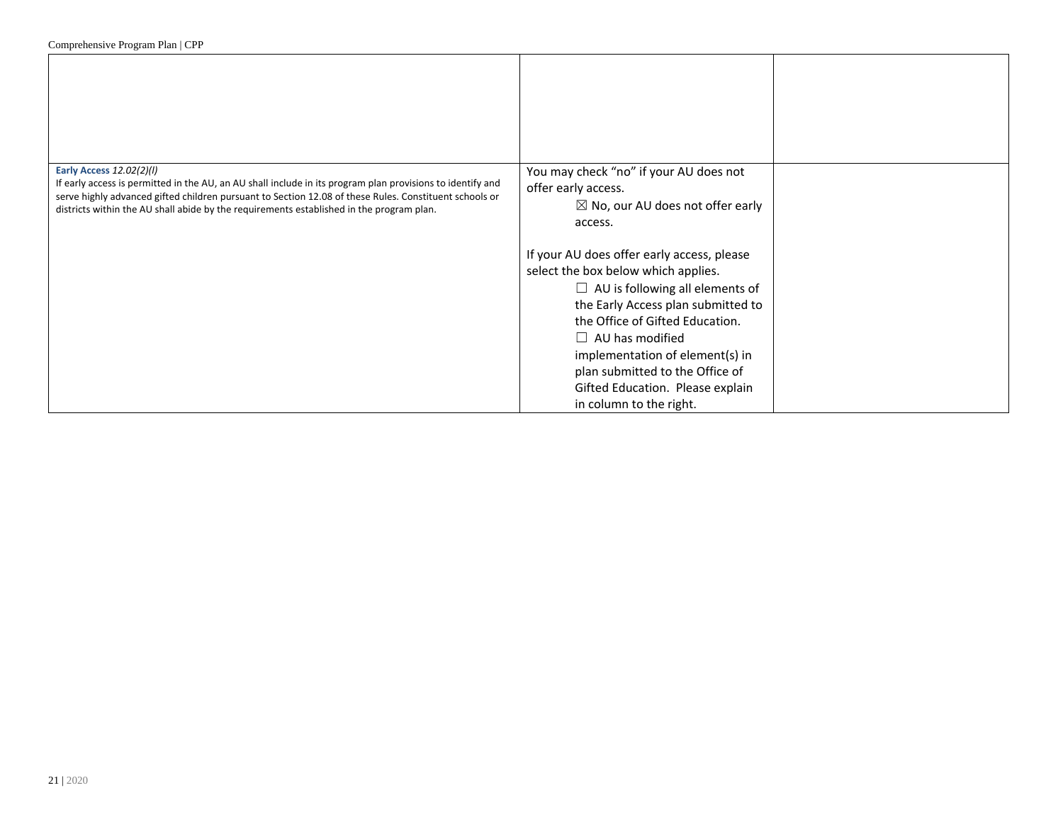| | | |
|---|---|---|
| | | |
| **Early Access** *12.02(2)(l)*<br>If early access is permitted in the AU, an AU shall include in its program plan provisions to identify and serve highly advanced gifted children pursuant to Section 12.08 of these Rules. Constituent schools or districts within the AU shall abide by the requirements established in the program plan. | You may check "no" if your AU does not offer early access.<br>☒ No, our AU does not offer early access.<br><br>If your AU does offer early access, please select the box below which applies.<br>☐ AU is following all elements of the Early Access plan submitted to the Office of Gifted Education.<br>☐ AU has modified implementation of element(s) in plan submitted to the Office of Gifted Education. Please explain in column to the right. | |